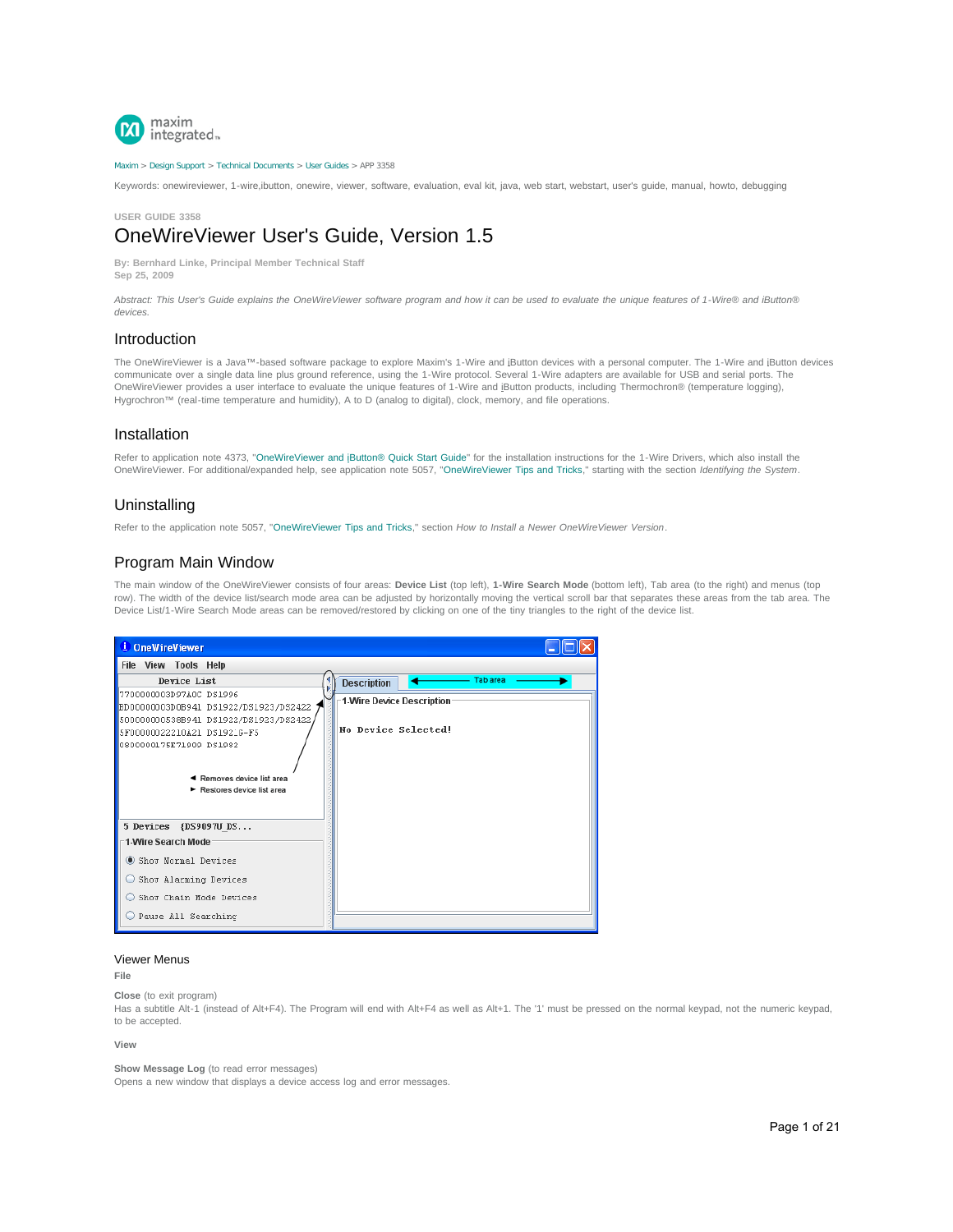maxim integrated

Maxim > Design Support > Technical Documents > User Guides > APP 3358

Keywords: onewireviewer, 1-wire,ibutton, onewire, viewer, software, evaluation, eval kit, java, web start, webstart, user's guide, manual, howto, debugging

USER GUIDE 3358

# OneWireViewer User's Guide, Version 1.5

**By: Bernhard Linke, Principal Member Technical Staff**
**Sep 25, 2009**

*Abstract: This User's Guide explains the OneWireViewer software program and how it can be used to evaluate the unique features of 1-Wire® and iButton® devices.*

## Introduction

The OneWireViewer is a Java™-based software package to explore Maxim's 1-Wire and iButton devices with a personal computer. The 1-Wire and iButton devices communicate over a single data line plus ground reference, using the 1-Wire protocol. Several 1-Wire adapters are available for USB and serial ports. The OneWireViewer provides a user interface to evaluate the unique features of 1-Wire and iButton products, including Thermochron® (temperature logging), Hygrochron™ (real-time temperature and humidity), A to D (analog to digital), clock, memory, and file operations.

## Installation

Refer to application note 4373, "OneWireViewer and iButton® Quick Start Guide" for the installation instructions for the 1-Wire Drivers, which also install the OneWireViewer. For additional/expanded help, see application note 5057, "OneWireViewer Tips and Tricks," starting with the section *Identifying the System*.

## Uninstalling

Refer to the application note 5057, "OneWireViewer Tips and Tricks," section *How to Install a Newer OneWireViewer Version*.

## Program Main Window

The main window of the OneWireViewer consists of four areas: **Device List** (top left), **1-Wire Search Mode** (bottom left), Tab area (to the right) and menus (top row). The width of the device list/search mode area can be adjusted by horizontally moving the vertical scroll bar that separates these areas from the tab area. The Device List/1-Wire Search Mode areas can be removed/restored by clicking on one of the tiny triangles to the right of the device list.

OneWireViewer

File View Tools Help

Device List

7700000003D97A0C DS1996
BD0000003D0B941 DS1922/DS1923/DS2422
500000000538B941 DS1922/DS1923/DS2422
5F00000022210A21 DS1921G-F5
080000017 5E71000 DS1982

◄ Removes device list area
► Restores device list area

5 Devices {DS9097U_DS...

1-Wire Search Mode

- Show Normal Devices
- Show Alarming Devices
- Show Chain Mode Devices
- Pause All Searching

Description | Tab area

1-Wire Device Description

No Device Selected!

### Viewer Menus

**File**

**Close** (to exit program)
Has a subtitle Alt-1 (instead of Alt+F4). The Program will end with Alt+F4 as well as Alt+1. The '1' must be pressed on the normal keypad, not the numeric keypad, to be accepted.

**View**

**Show Message Log** (to read error messages)
Opens a new window that displays a device access log and error messages.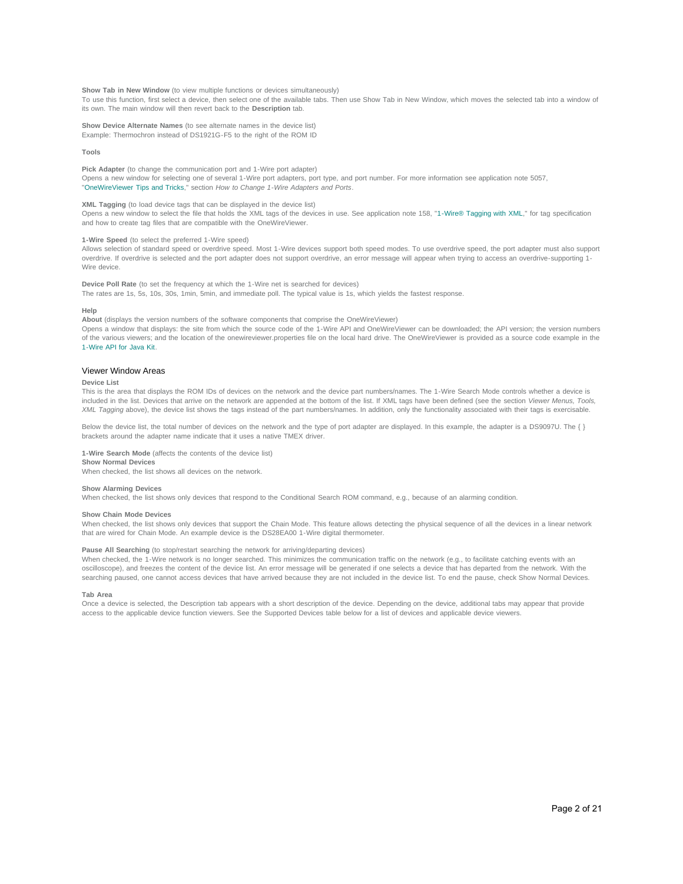**Show Tab in New Window** (to view multiple functions or devices simultaneously)
To use this function, first select a device, then select one of the available tabs. Then use Show Tab in New Window, which moves the selected tab into a window of its own. The main window will then revert back to the **Description** tab.

**Show Device Alternate Names** (to see alternate names in the device list)
Example: Thermochron instead of DS1921G-F5 to the right of the ROM ID

**Tools**

**Pick Adapter** (to change the communication port and 1-Wire port adapter)
Opens a new window for selecting one of several 1-Wire port adapters, port type, and port number. For more information see application note 5057, "OneWireViewer Tips and Tricks," section *How to Change 1-Wire Adapters and Ports*.

**XML Tagging** (to load device tags that can be displayed in the device list)
Opens a new window to select the file that holds the XML tags of the devices in use. See application note 158, "1-Wire® Tagging with XML," for tag specification and how to create tag files that are compatible with the OneWireViewer.

**1-Wire Speed** (to select the preferred 1-Wire speed)
Allows selection of standard speed or overdrive speed. Most 1-Wire devices support both speed modes. To use overdrive speed, the port adapter must also support overdrive. If overdrive is selected and the port adapter does not support overdrive, an error message will appear when trying to access an overdrive-supporting 1-Wire device.

**Device Poll Rate** (to set the frequency at which the 1-Wire net is searched for devices)
The rates are 1s, 5s, 10s, 30s, 1min, 5min, and immediate poll. The typical value is 1s, which yields the fastest response.

**Help**
**About** (displays the version numbers of the software components that comprise the OneWireViewer)
Opens a window that displays: the site from which the source code of the 1-Wire API and OneWireViewer can be downloaded; the API version; the version numbers of the various viewers; and the location of the onewireviewer.properties file on the local hard drive. The OneWireViewer is provided as a source code example in the 1-Wire API for Java Kit.

## Viewer Window Areas

**Device List**
This is the area that displays the ROM IDs of devices on the network and the device part numbers/names. The 1-Wire Search Mode controls whether a device is included in the list. Devices that arrive on the network are appended at the bottom of the list. If XML tags have been defined (see the section *Viewer Menus, Tools, XML Tagging* above), the device list shows the tags instead of the part numbers/names. In addition, only the functionality associated with their tags is exercisable.

Below the device list, the total number of devices on the network and the type of port adapter are displayed. In this example, the adapter is a DS9097U. The { } brackets around the adapter name indicate that it uses a native TMEX driver.

**1-Wire Search Mode** (affects the contents of the device list)
**Show Normal Devices**
When checked, the list shows all devices on the network.

**Show Alarming Devices**
When checked, the list shows only devices that respond to the Conditional Search ROM command, e.g., because of an alarming condition.

**Show Chain Mode Devices**
When checked, the list shows only devices that support the Chain Mode. This feature allows detecting the physical sequence of all the devices in a linear network that are wired for Chain Mode. An example device is the DS28EA00 1-Wire digital thermometer.

**Pause All Searching** (to stop/restart searching the network for arriving/departing devices)
When checked, the 1-Wire network is no longer searched. This minimizes the communication traffic on the network (e.g., to facilitate catching events with an oscilloscope), and freezes the content of the device list. An error message will be generated if one selects a device that has departed from the network. With the searching paused, one cannot access devices that have arrived because they are not included in the device list. To end the pause, check Show Normal Devices.

**Tab Area**
Once a device is selected, the Description tab appears with a short description of the device. Depending on the device, additional tabs may appear that provide access to the applicable device function viewers. See the Supported Devices table below for a list of devices and applicable device viewers.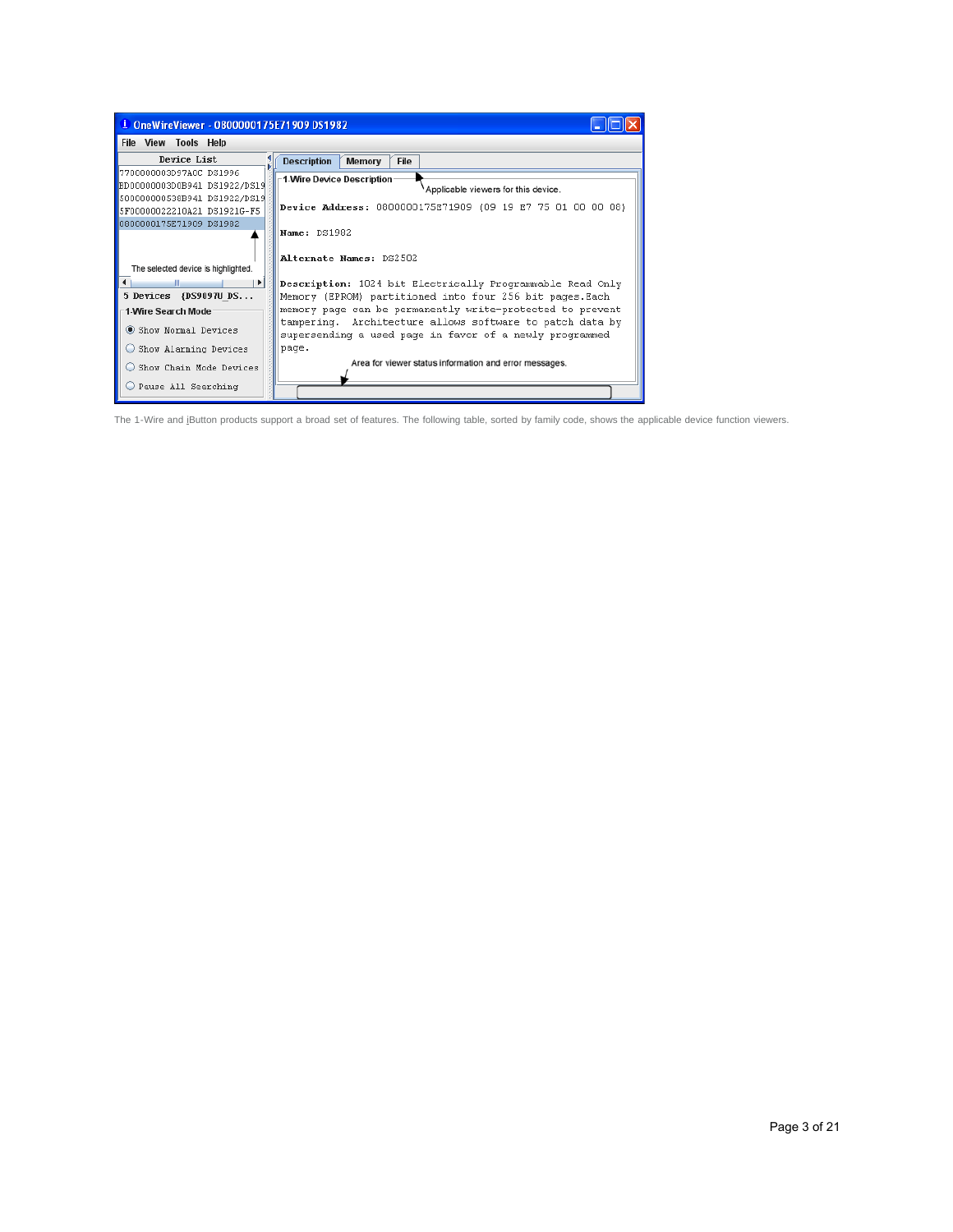OneWireViewer - 0800000175E71909 DS1982

File View Tools Help

**Device List**

770000003D97A0C DS1996
ED0000003D0B941 DS1922/DS19
500000000538B941 DS1922/DS19
5F00000022210A21 DS1921G-F5
0800000175E71909 DS1982

The selected device is highlighted.

5 Devices {DS9097U_DS...

**1-Wire Search Mode**

- Show Normal Devices
- Show Alarming Devices
- Show Chain Mode Devices
- Pause All Searching

**Description** | **Memory** | **File**

Applicable viewers for this device.

**1-Wire Device Description**

**Device Address:** 0800000175E71909 (09 19 E7 75 01 00 00 08)

**Name:** DS1982

**Alternate Names:** DS2502

**Description:** 1024 bit Electrically Programmable Read Only Memory (EPROM) partitioned into four 256 bit pages.Each memory page can be permanently write-protected to prevent tampering. Architecture allows software to patch data by supersending a used page in favor of a newly programmed page.

Area for viewer status information and error messages.

The 1-Wire and iButton products support a broad set of features. The following table, sorted by family code, shows the applicable device function viewers.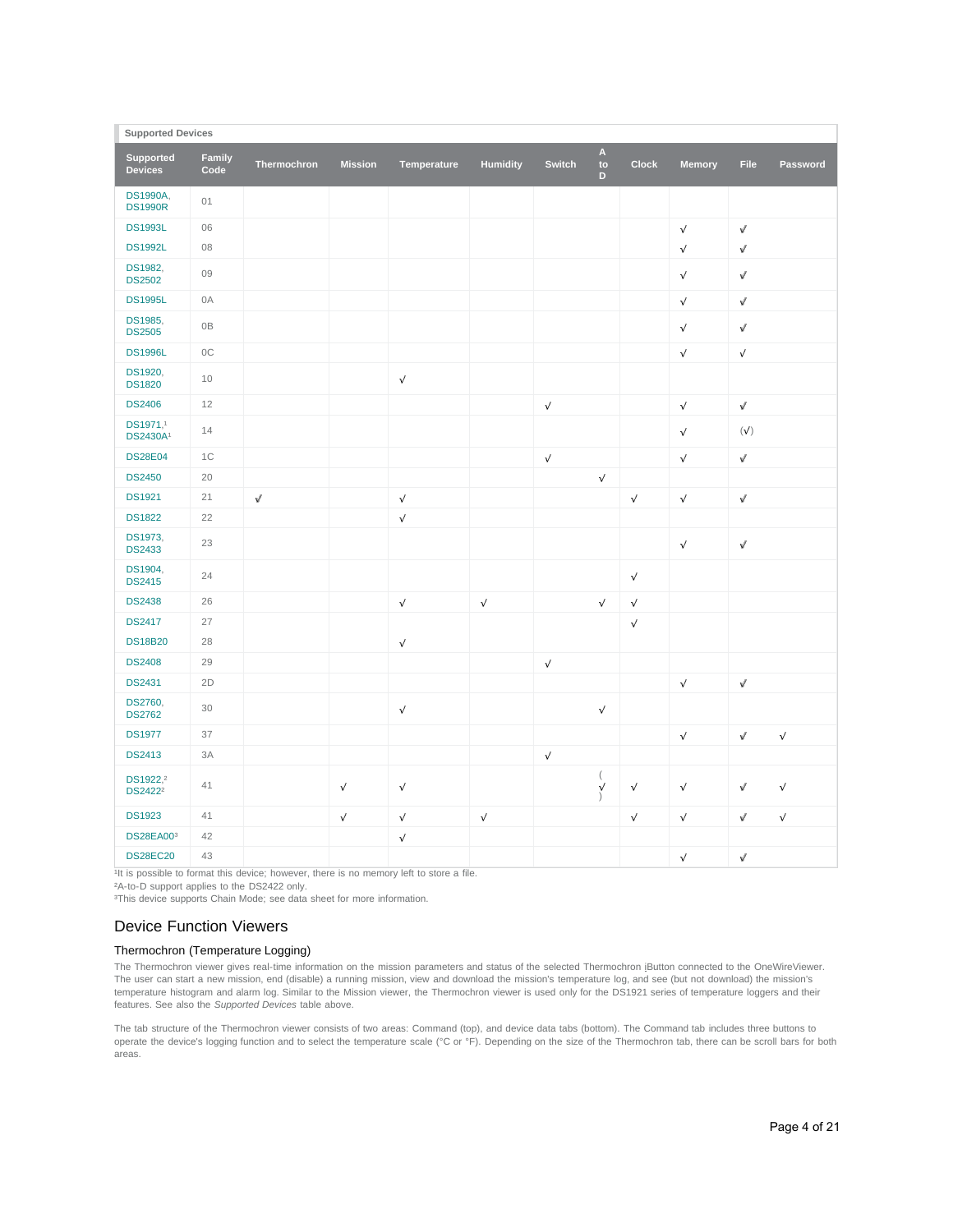**Supported Devices**

| Supported Devices | Family Code | Thermochron | Mission | Temperature | Humidity | Switch | A to D | Clock | Memory | File | Password |
|---|---|---|---|---|---|---|---|---|---|---|---|
| DS1990A, DS1990R | 01 | | | | | | | | | | |
| DS1993L | 06 | | | | | | | | √ | √ | |
| DS1992L | 08 | | | | | | | | √ | √ | |
| DS1982, DS2502 | 09 | | | | | | | | √ | √ | |
| DS1995L | 0A | | | | | | | | √ | √ | |
| DS1985, DS2505 | 0B | | | | | | | | √ | √ | |
| DS1996L | 0C | | | | | | | | √ | √ | |
| DS1920, DS1820 | 10 | | | √ | | | | | | | |
| DS2406 | 12 | | | | | √ | | | √ | √ | |
| DS1971,[1] DS2430A[1] | 14 | | | | | | | | √ | (√) | |
| DS28E04 | 1C | | | | | √ | | | √ | √ | |
| DS2450 | 20 | | | | | | √ | | | | |
| DS1921 | 21 | √ | | √ | | | | √ | √ | √ | |
| DS1822 | 22 | | | √ | | | | | | | |
| DS1973, DS2433 | 23 | | | | | | | | √ | √ | |
| DS1904, DS2415 | 24 | | | | | | | √ | | | |
| DS2438 | 26 | | | √ | √ | | √ | √ | | | |
| DS2417 | 27 | | | | | | | √ | | | |
| DS18B20 | 28 | | | √ | | | | | | | |
| DS2408 | 29 | | | | | √ | | | | | |
| DS2431 | 2D | | | | | | | | √ | √ | |
| DS2760, DS2762 | 30 | | | √ | | | √ | | | | |
| DS1977 | 37 | | | | | | | | √ | √ | √ |
| DS2413 | 3A | | | | | √ | | | | | |
| DS1922,[2] DS2422[2] | 41 | | √ | √ | | | (√) | √ | √ | √ | √ |
| DS1923 | 41 | | √ | √ | √ | | | √ | √ | √ | √ |
| DS28EA00[3] | 42 | | | √ | | | | | | | |
| DS28EC20 | 43 | | | | | | | | √ | √ | |

[1]It is possible to format this device; however, there is no memory left to store a file.
[2]A-to-D support applies to the DS2422 only.
[3]This device supports Chain Mode; see data sheet for more information.

## Device Function Viewers

### Thermochron (Temperature Logging)

The Thermochron viewer gives real-time information on the mission parameters and status of the selected Thermochron iButton connected to the OneWireViewer. The user can start a new mission, end (disable) a running mission, view and download the mission's temperature log, and see (but not download) the mission's temperature histogram and alarm log. Similar to the Mission viewer, the Thermochron viewer is used only for the DS1921 series of temperature loggers and their features. See also the *Supported Devices* table above.

The tab structure of the Thermochron viewer consists of two areas: Command (top), and device data tabs (bottom). The Command tab includes three buttons to operate the device's logging function and to select the temperature scale (°C or °F). Depending on the size of the Thermochron tab, there can be scroll bars for both areas.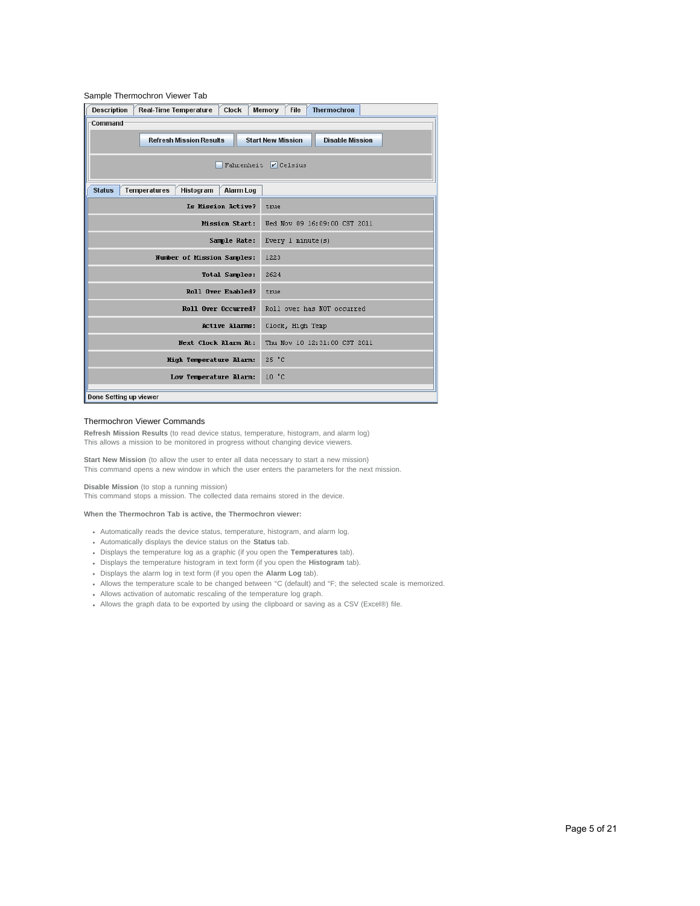Sample Thermochron Viewer Tab

Description | Real-Time Temperature | Clock | Memory | File | **Thermochron**

Command

Refresh Mission Results | Start New Mission | Disable Mission

☐ Fahrenheit ☑ Celsius

**Status** | Temperatures | Histogram | Alarm Log

| | |
|---|---|
| Is Mission Active? | true |
| Mission Start: | Wed Nov 09 16:09:00 CST 2011 |
| Sample Rate: | Every 1 minute(s) |
| Number of Mission Samples: | 1223 |
| Total Samples: | 2624 |
| Roll Over Enabled? | true |
| Roll Over Occurred? | Roll over has NOT occurred |
| Active Alarms: | Clock, High Temp |
| Next Clock Alarm At: | Thu Nov 10 12:31:00 CST 2011 |
| High Temperature Alarm: | 25 °C |
| Low Temperature Alarm: | 10 °C |

Done Setting up viewer

### Thermochron Viewer Commands

**Refresh Mission Results** (to read device status, temperature, histogram, and alarm log)
This allows a mission to be monitored in progress without changing device viewers.

**Start New Mission** (to allow the user to enter all data necessary to start a new mission)
This command opens a new window in which the user enters the parameters for the next mission.

**Disable Mission** (to stop a running mission)
This command stops a mission. The collected data remains stored in the device.

**When the Thermochron Tab is active, the Thermochron viewer:**

- Automatically reads the device status, temperature, histogram, and alarm log.
- Automatically displays the device status on the **Status** tab.
- Displays the temperature log as a graphic (if you open the **Temperatures** tab).
- Displays the temperature histogram in text form (if you open the **Histogram** tab).
- Displays the alarm log in text form (if you open the **Alarm Log** tab).
- Allows the temperature scale to be changed between °C (default) and °F; the selected scale is memorized.
- Allows activation of automatic rescaling of the temperature log graph.
- Allows the graph data to be exported by using the clipboard or saving as a CSV (Excel®) file.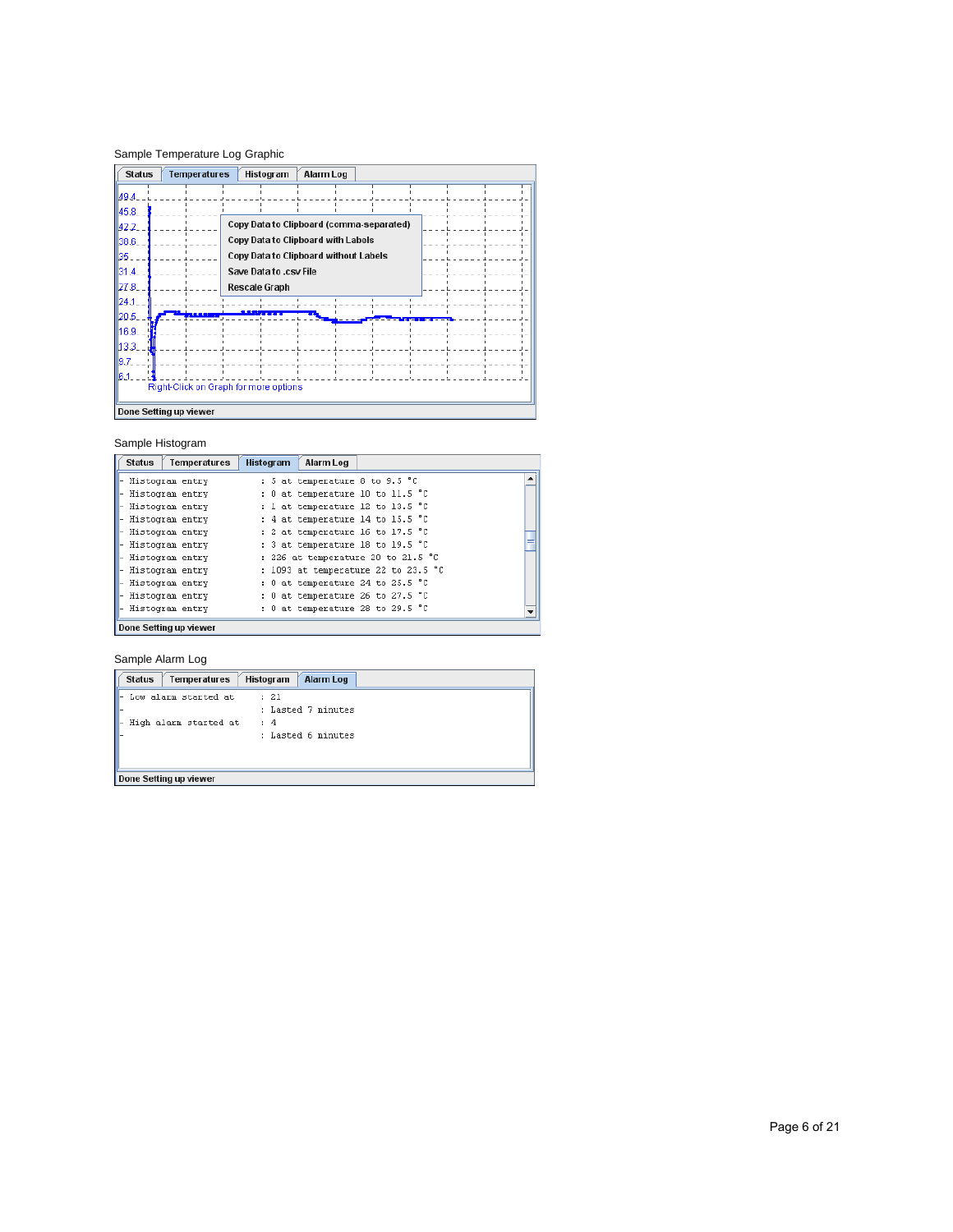Sample Temperature Log Graphic

Status | Temperatures | Histogram | Alarm Log

49.4
45.8
42.2
38.6
35
31.4
27.8
24.1
20.5
16.9
13.3
9.7
6.1

Copy Data to Clipboard (comma-separated)
Copy Data to Clipboard with Labels
Copy Data to Clipboard without Labels
Save Data to .csv File
Rescale Graph

Right-Click on Graph for more options

Done Setting up viewer

Sample Histogram

Status | Temperatures | Histogram | Alarm Log

```
- Histogram entry          : 5 at temperature 8 to 9.5 °C
- Histogram entry          : 0 at temperature 10 to 11.5 °C
- Histogram entry          : 1 at temperature 12 to 13.5 °C
- Histogram entry          : 4 at temperature 14 to 15.5 °C
- Histogram entry          : 2 at temperature 16 to 17.5 °C
- Histogram entry          : 3 at temperature 18 to 19.5 °C
- Histogram entry          : 226 at temperature 20 to 21.5 °C
- Histogram entry          : 1093 at temperature 22 to 23.5 °C
- Histogram entry          : 0 at temperature 24 to 25.5 °C
- Histogram entry          : 0 at temperature 26 to 27.5 °C
- Histogram entry          : 0 at temperature 28 to 29.5 °C
```

Done Setting up viewer

Sample Alarm Log

Status | Temperatures | Histogram | Alarm Log

```
- Low alarm started at     : 21
-                          : Lasted 7 minutes
- High alarm started at    : 4
-                          : Lasted 6 minutes
```

Done Setting up viewer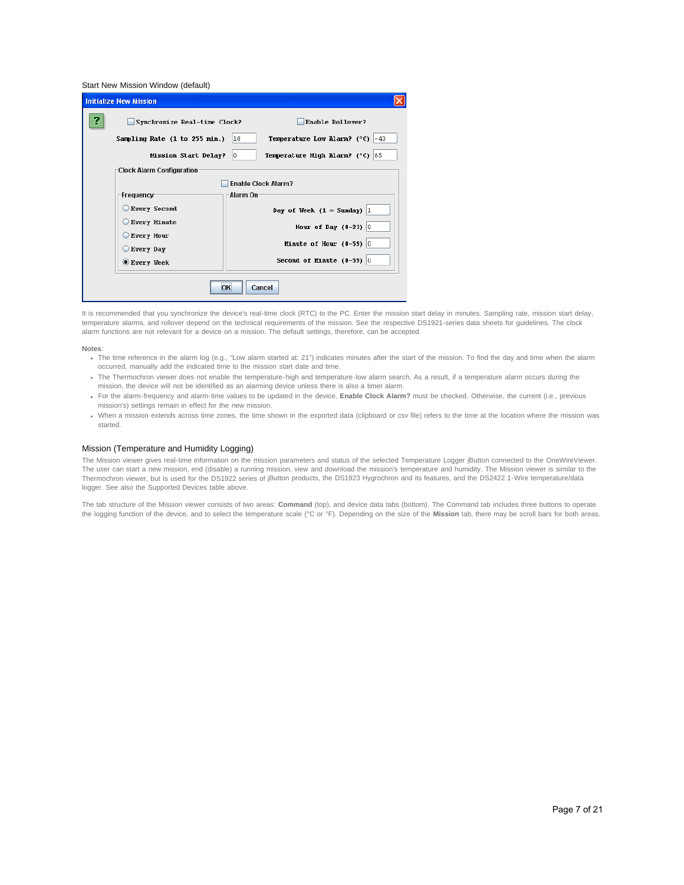Start New Mission Window (default)

It is recommended that you synchronize the device's real-time clock (RTC) to the PC. Enter the mission start delay in minutes. Sampling rate, mission start delay, temperature alarms, and rollover depend on the technical requirements of the mission. See the respective DS1921-series data sheets for guidelines. The clock alarm functions are not relevant for a device on a mission. The default settings, therefore, can be accepted.

**Notes**:

- The time reference in the alarm log (e.g., "Low alarm started at: 21") indicates minutes after the start of the mission. To find the day and time when the alarm occurred, manually add the indicated time to the mission start date and time.
- The Thermochron viewer does not enable the temperature-high and temperature-low alarm search. As a result, if a temperature alarm occurs during the mission, the device will not be identified as an alarming device unless there is also a timer alarm.
- For the alarm-frequency and alarm-time values to be updated in the device, **Enable Clock Alarm?** must be checked. Otherwise, the current (i.e., previous mission's) settings remain in effect for the new mission.
- When a mission extends across time zones, the time shown in the exported data (clipboard or csv file) refers to the time at the location where the mission was started.

## Mission (Temperature and Humidity Logging)

The Mission viewer gives real-time information on the mission parameters and status of the selected Temperature Logger iButton connected to the OneWireViewer. The user can start a new mission, end (disable) a running mission, view and download the mission's temperature and humidity. The Mission viewer is similar to the Thermochron viewer, but is used for the DS1922 series of iButton products, the DS1923 Hygrochron and its features, and the DS2422 1-Wire temperature/data logger. See also the Supported Devices table above.

The tab structure of the Mission viewer consists of two areas: **Command** (top), and device data tabs (bottom). The Command tab includes three buttons to operate the logging function of the device, and to select the temperature scale (°C or °F). Depending on the size of the **Mission** tab, there may be scroll bars for both areas.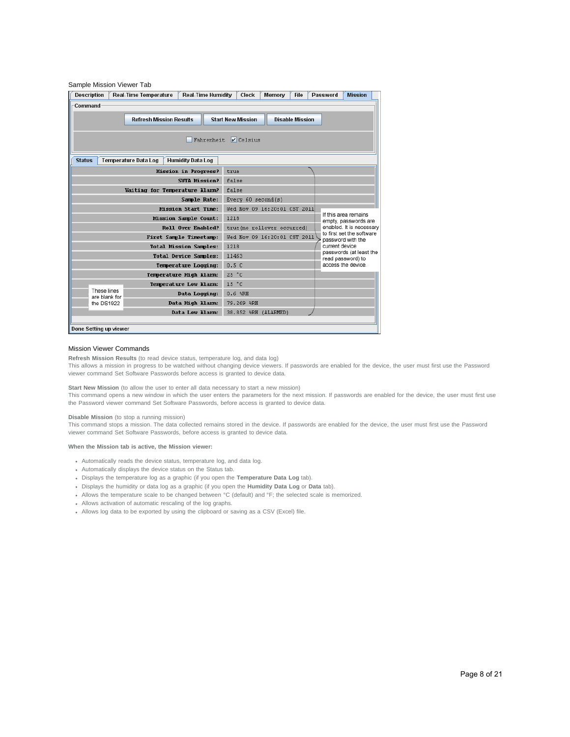Sample Mission Viewer Tab

| Description | Real-Time Temperature | Real-Time Humidity | Clock | Memory | File | Password | Mission |
|---|---|---|---|---|---|---|---|

**Command**

Refresh Mission Results | Start New Mission | Disable Mission

☐ Fahrenheit ☑ Celsius

Status | Temperature Data Log | Humidity Data Log

| | |
|---|---|
| Mission in Progress? | true |
| SUTA Mission? | false |
| Waiting for Temperature Alarm? | false |
| Sample Rate: | Every 60 second(s) |
| Mission Start Time: | Wed Nov 09 16:20:01 CST 2011 |
| Mission Sample Count: | 1218 |
| Roll Over Enabled? | true(no rollover occurred) |
| First Sample Timestamp: | Wed Nov 09 16:20:01 CST 2011 |
| Total Mission Samples: | 1218 |
| Total Device Samples: | 11463 |
| Temperature Logging: | 0.5 C |
| Temperature High Alarm: | 25 °C |
| Temperature Low Alarm: | 15 °C |
| Data Logging: | 0.6 %RH |
| Data High Alarm: | 79.269 %RH |
| Data Low Alarm: | 38.852 %RH (ALARMED) |

If this area remains empty, passwords are enabled. It is necessary to first set the software password with the current device passwords (at least the read password) to access the device.

These lines are blank for the DS1922

Done Setting up viewer

Mission Viewer Commands

**Refresh Mission Results** (to read device status, temperature log, and data log)
This allows a mission in progress to be watched without changing device viewers. If passwords are enabled for the device, the user must first use the Password viewer command Set Software Passwords before access is granted to device data.

**Start New Mission** (to allow the user to enter all data necessary to start a new mission)
This command opens a new window in which the user enters the parameters for the next mission. If passwords are enabled for the device, the user must first use the Password viewer command Set Software Passwords, before access is granted to device data.

**Disable Mission** (to stop a running mission)
This command stops a mission. The data collected remains stored in the device. If passwords are enabled for the device, the user must first use the Password viewer command Set Software Passwords, before access is granted to device data.

**When the Mission tab is active, the Mission viewer:**

- Automatically reads the device status, temperature log, and data log.
- Automatically displays the device status on the Status tab.
- Displays the temperature log as a graphic (if you open the **Temperature Data Log** tab).
- Displays the humidity or data log as a graphic (if you open the **Humidity Data Log** or **Data** tab).
- Allows the temperature scale to be changed between °C (default) and °F; the selected scale is memorized.
- Allows activation of automatic rescaling of the log graphs.
- Allows log data to be exported by using the clipboard or saving as a CSV (Excel) file.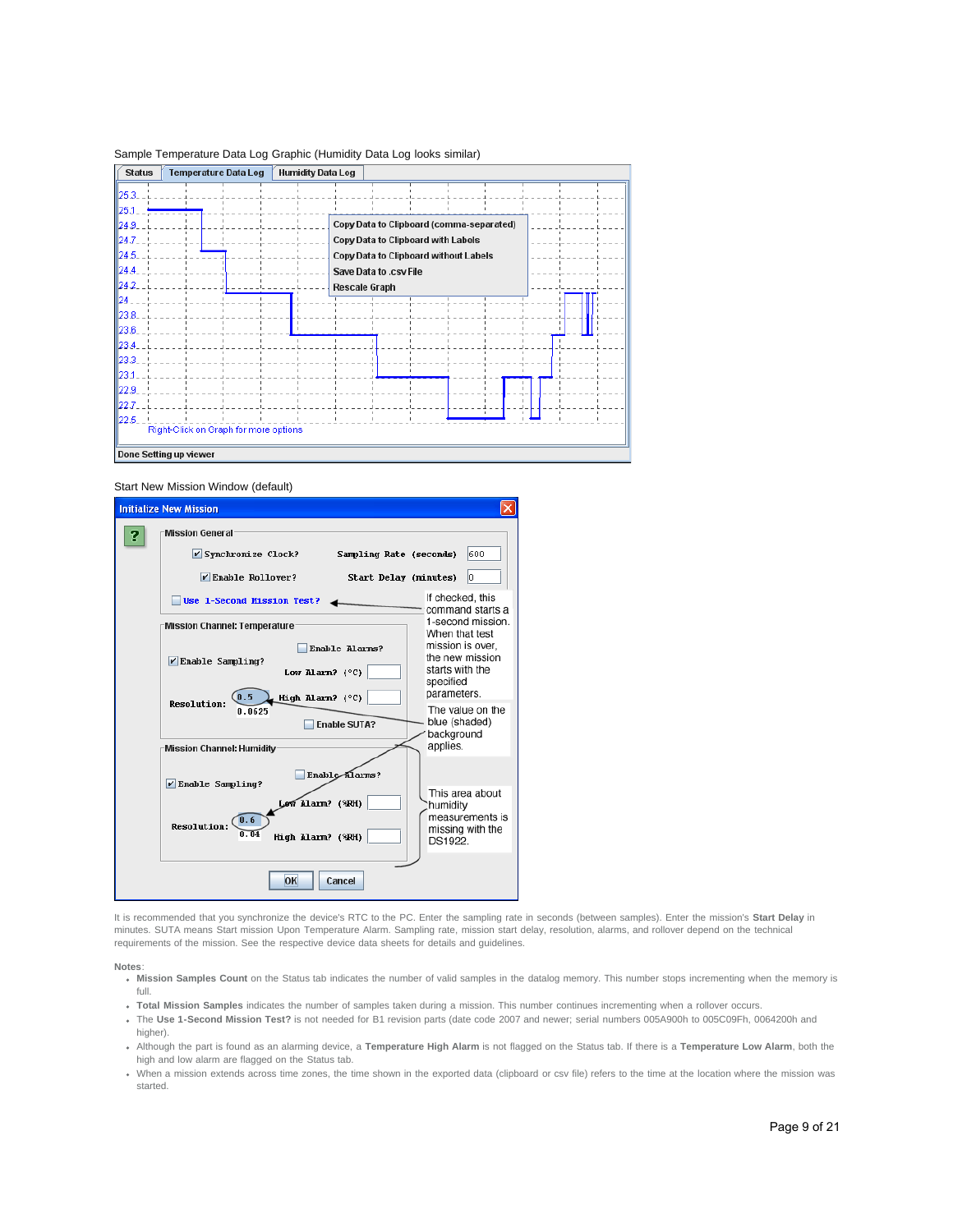Sample Temperature Data Log Graphic (Humidity Data Log looks similar)

Start New Mission Window (default)

It is recommended that you synchronize the device's RTC to the PC. Enter the sampling rate in seconds (between samples). Enter the mission's **Start Delay** in minutes. SUTA means Start mission Upon Temperature Alarm. Sampling rate, mission start delay, resolution, alarms, and rollover depend on the technical requirements of the mission. See the respective device data sheets for details and guidelines.

Notes:

- **Mission Samples Count** on the Status tab indicates the number of valid samples in the datalog memory. This number stops incrementing when the memory is full.
- **Total Mission Samples** indicates the number of samples taken during a mission. This number continues incrementing when a rollover occurs.
- The **Use 1-Second Mission Test?** is not needed for B1 revision parts (date code 2007 and newer; serial numbers 005A900h to 005C09Fh, 0064200h and higher).
- Although the part is found as an alarming device, a **Temperature High Alarm** is not flagged on the Status tab. If there is a **Temperature Low Alarm**, both the high and low alarm are flagged on the Status tab.
- When a mission extends across time zones, the time shown in the exported data (clipboard or csv file) refers to the time at the location where the mission was started.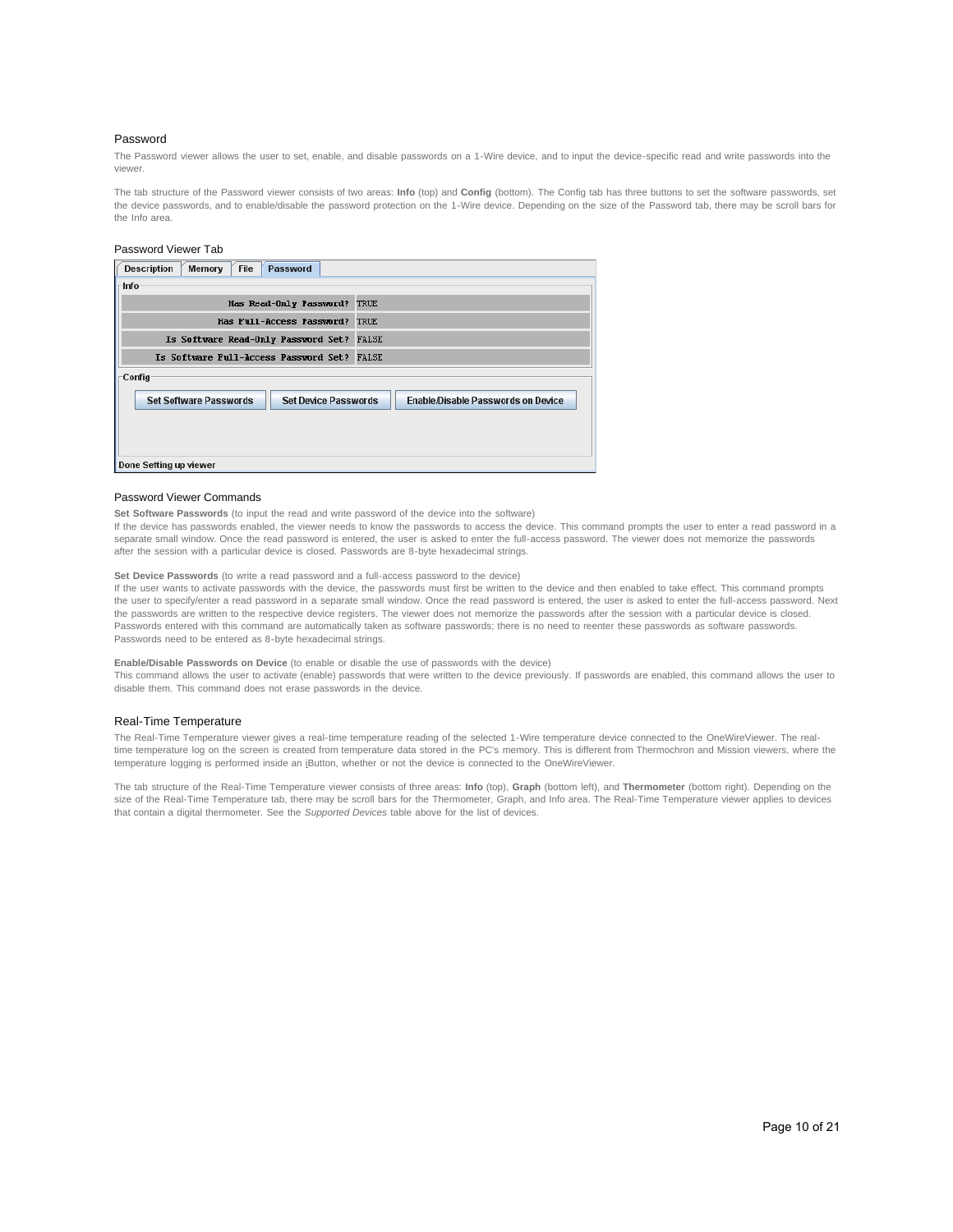## Password

The Password viewer allows the user to set, enable, and disable passwords on a 1-Wire device, and to input the device-specific read and write passwords into the viewer.

The tab structure of the Password viewer consists of two areas: **Info** (top) and **Config** (bottom). The Config tab has three buttons to set the software passwords, set the device passwords, and to enable/disable the password protection on the 1-Wire device. Depending on the size of the Password tab, there may be scroll bars for the Info area.

### Password Viewer Tab

Description | Memory | File | Password

Info

| | |
|---|---|
| Has Read-Only Password? | TRUE |
| Has Full-Access Password? | TRUE |
| Is Software Read-Only Password Set? | FALSE |
| Is Software Full-Access Password Set? | FALSE |

Config

Set Software Passwords | Set Device Passwords | Enable/Disable Passwords on Device

Done Setting up viewer

### Password Viewer Commands

**Set Software Passwords** (to input the read and write password of the device into the software)
If the device has passwords enabled, the viewer needs to know the passwords to access the device. This command prompts the user to enter a read password in a separate small window. Once the read password is entered, the user is asked to enter the full-access password. The viewer does not memorize the passwords after the session with a particular device is closed. Passwords are 8-byte hexadecimal strings.

**Set Device Passwords** (to write a read password and a full-access password to the device)
If the user wants to activate passwords with the device, the passwords must first be written to the device and then enabled to take effect. This command prompts the user to specify/enter a read password in a separate small window. Once the read password is entered, the user is asked to enter the full-access password. Next the passwords are written to the respective device registers. The viewer does not memorize the passwords after the session with a particular device is closed. Passwords entered with this command are automatically taken as software passwords; there is no need to reenter these passwords as software passwords. Passwords need to be entered as 8-byte hexadecimal strings.

**Enable/Disable Passwords on Device** (to enable or disable the use of passwords with the device)
This command allows the user to activate (enable) passwords that were written to the device previously. If passwords are enabled, this command allows the user to disable them. This command does not erase passwords in the device.

## Real-Time Temperature

The Real-Time Temperature viewer gives a real-time temperature reading of the selected 1-Wire temperature device connected to the OneWireViewer. The real-time temperature log on the screen is created from temperature data stored in the PC's memory. This is different from Thermochron and Mission viewers, where the temperature logging is performed inside an iButton, whether or not the device is connected to the OneWireViewer.

The tab structure of the Real-Time Temperature viewer consists of three areas: **Info** (top), **Graph** (bottom left), and **Thermometer** (bottom right). Depending on the size of the Real-Time Temperature tab, there may be scroll bars for the Thermometer, Graph, and Info area. The Real-Time Temperature viewer applies to devices that contain a digital thermometer. See the *Supported Devices* table above for the list of devices.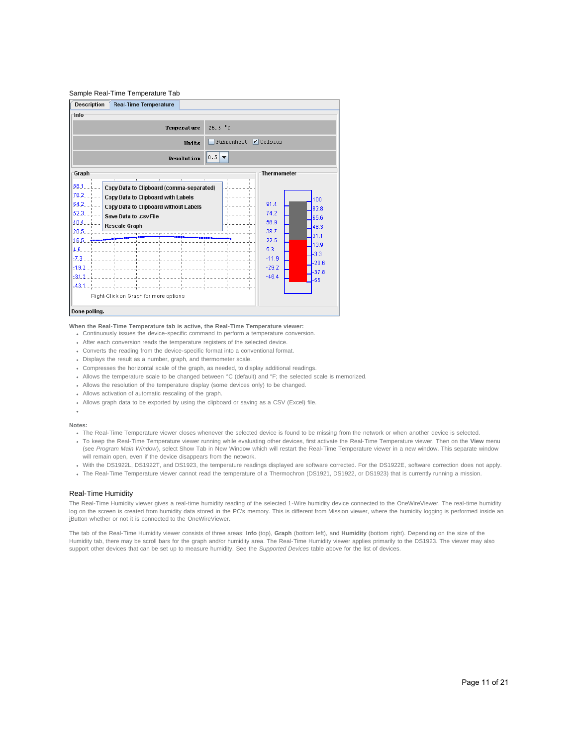Sample Real-Time Temperature Tab

**When the Real-Time Temperature tab is active, the Real-Time Temperature viewer:**

- Continuously issues the device-specific command to perform a temperature conversion.
- After each conversion reads the temperature registers of the selected device.
- Converts the reading from the device-specific format into a conventional format.
- Displays the result as a number, graph, and thermometer scale.
- Compresses the horizontal scale of the graph, as needed, to display additional readings.
- Allows the temperature scale to be changed between °C (default) and °F; the selected scale is memorized.
- Allows the resolution of the temperature display (some devices only) to be changed.
- Allows activation of automatic rescaling of the graph.
- Allows graph data to be exported by using the clipboard or saving as a CSV (Excel) file.

**Notes:**

- The Real-Time Temperature viewer closes whenever the selected device is found to be missing from the network or when another device is selected.
- To keep the Real-Time Temperature viewer running while evaluating other devices, first activate the Real-Time Temperature viewer. Then on the **View** menu (see *Program Main Window*), select Show Tab in New Window which will restart the Real-Time Temperature viewer in a new window. This separate window will remain open, even if the device disappears from the network.
- With the DS1922L, DS1922T, and DS1923, the temperature readings displayed are software corrected. For the DS1922E, software correction does not apply.
- The Real-Time Temperature viewer cannot read the temperature of a Thermochron (DS1921, DS1922, or DS1923) that is currently running a mission.

## Real-Time Humidity

The Real-Time Humidity viewer gives a real-time humidity reading of the selected 1-Wire humidity device connected to the OneWireViewer. The real-time humidity log on the screen is created from humidity data stored in the PC's memory. This is different from Mission viewer, where the humidity logging is performed inside an iButton whether or not it is connected to the OneWireViewer.

The tab of the Real-Time Humidity viewer consists of three areas: **Info** (top), **Graph** (bottom left), and **Humidity** (bottom right). Depending on the size of the Humidity tab, there may be scroll bars for the graph and/or humidity area. The Real-Time Humidity viewer applies primarily to the DS1923. The viewer may also support other devices that can be set up to measure humidity. See the *Supported Devices* table above for the list of devices.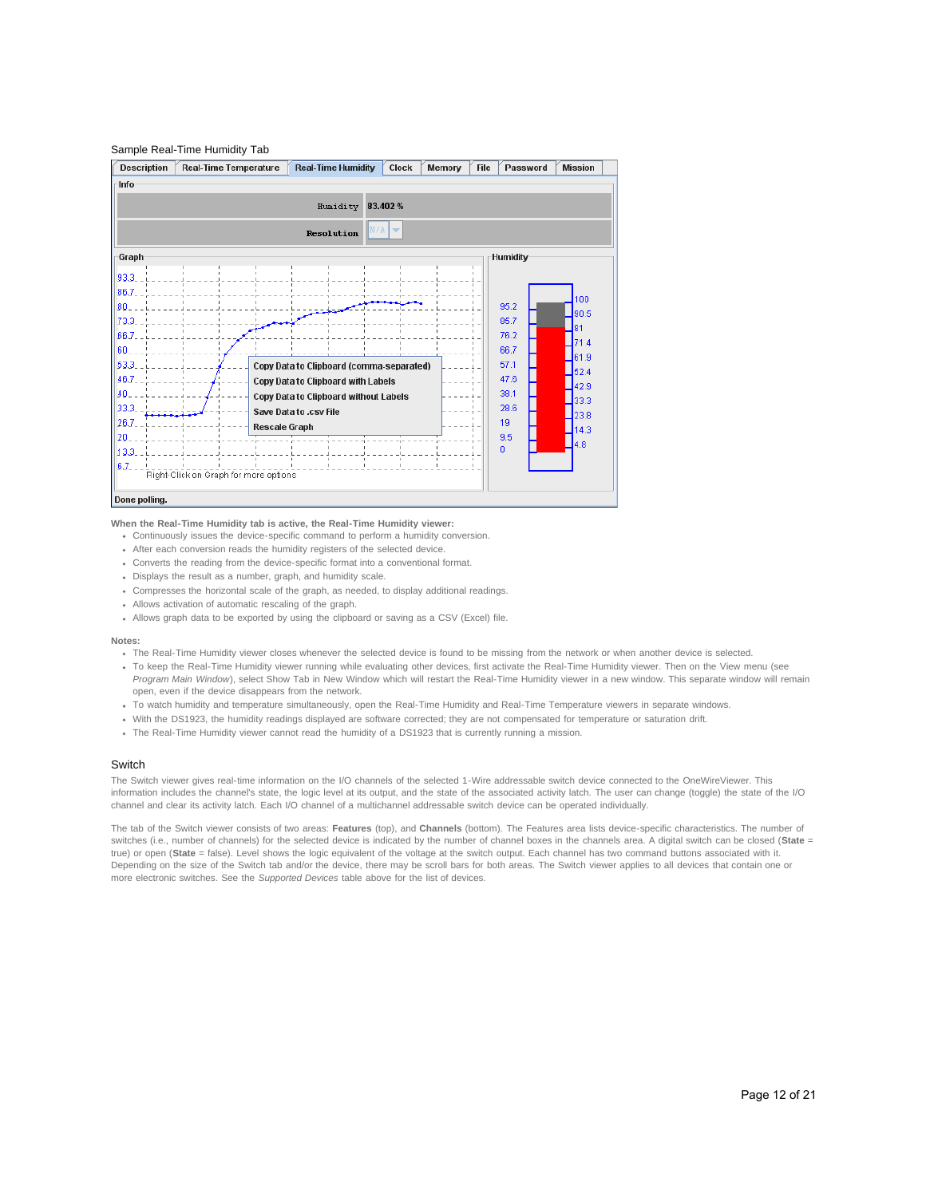Sample Real-Time Humidity Tab

**When the Real-Time Humidity tab is active, the Real-Time Humidity viewer:**

- Continuously issues the device-specific command to perform a humidity conversion.
- After each conversion reads the humidity registers of the selected device.
- Converts the reading from the device-specific format into a conventional format.
- Displays the result as a number, graph, and humidity scale.
- Compresses the horizontal scale of the graph, as needed, to display additional readings.
- Allows activation of automatic rescaling of the graph.
- Allows graph data to be exported by using the clipboard or saving as a CSV (Excel) file.

**Notes:**

- The Real-Time Humidity viewer closes whenever the selected device is found to be missing from the network or when another device is selected.
- To keep the Real-Time Humidity viewer running while evaluating other devices, first activate the Real-Time Humidity viewer. Then on the View menu (see *Program Main Window*), select Show Tab in New Window which will restart the Real-Time Humidity viewer in a new window. This separate window will remain open, even if the device disappears from the network.
- To watch humidity and temperature simultaneously, open the Real-Time Humidity and Real-Time Temperature viewers in separate windows.
- With the DS1923, the humidity readings displayed are software corrected; they are not compensated for temperature or saturation drift.
- The Real-Time Humidity viewer cannot read the humidity of a DS1923 that is currently running a mission.

## Switch

The Switch viewer gives real-time information on the I/O channels of the selected 1-Wire addressable switch device connected to the OneWireViewer. This information includes the channel's state, the logic level at its output, and the state of the associated activity latch. The user can change (toggle) the state of the I/O channel and clear its activity latch. Each I/O channel of a multichannel addressable switch device can be operated individually.

The tab of the Switch viewer consists of two areas: **Features** (top), and **Channels** (bottom). The Features area lists device-specific characteristics. The number of switches (i.e., number of channels) for the selected device is indicated by the number of channel boxes in the channels area. A digital switch can be closed (**State** = true) or open (**State** = false). Level shows the logic equivalent of the voltage at the switch output. Each channel has two command buttons associated with it. Depending on the size of the Switch tab and/or the device, there may be scroll bars for both areas. The Switch viewer applies to all devices that contain one or more electronic switches. See the *Supported Devices* table above for the list of devices.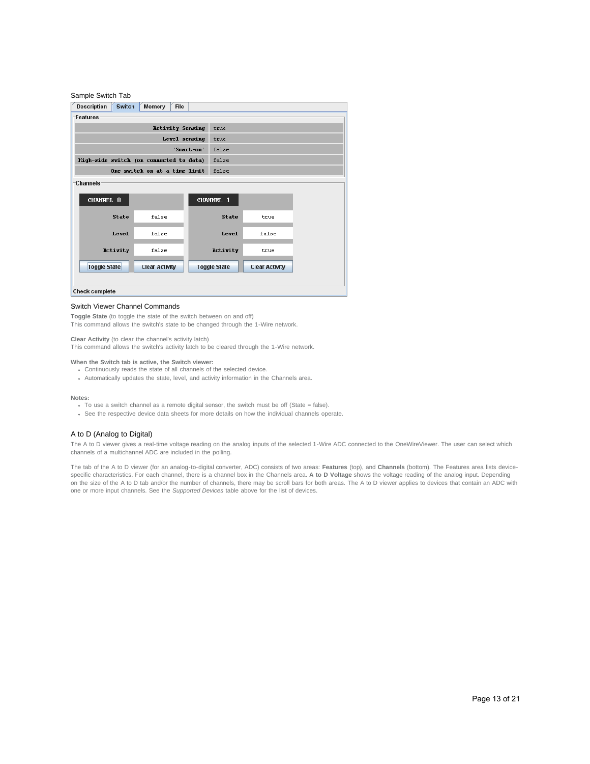Sample Switch Tab

| Description | Switch | Memory | File |
|---|---|---|---|

**Features**

| | |
|---|---|
| Activity Sensing | true |
| Level sensing | true |
| 'Smart-on' | false |
| High-side switch (on connected to data) | false |
| One switch on at a time limit | false |

**Channels**

| CHANNEL 0 | | CHANNEL 1 | |
|---|---|---|---|
| State | false | State | true |
| Level | false | Level | false |
| Activity | false | Activity | true |
| Toggle State | Clear Activity | Toggle State | Clear Activity |

Check complete

### Switch Viewer Channel Commands

**Toggle State** (to toggle the state of the switch between on and off)
This command allows the switch's state to be changed through the 1-Wire network.

**Clear Activity** (to clear the channel's activity latch)
This command allows the switch's activity latch to be cleared through the 1-Wire network.

**When the Switch tab is active, the Switch viewer:**

- Continuously reads the state of all channels of the selected device.
- Automatically updates the state, level, and activity information in the Channels area.

**Notes:**

- To use a switch channel as a remote digital sensor, the switch must be off (State = false).
- See the respective device data sheets for more details on how the individual channels operate.

## A to D (Analog to Digital)

The A to D viewer gives a real-time voltage reading on the analog inputs of the selected 1-Wire ADC connected to the OneWireViewer. The user can select which channels of a multichannel ADC are included in the polling.

The tab of the A to D viewer (for an analog-to-digital converter, ADC) consists of two areas: **Features** (top), and **Channels** (bottom). The Features area lists device-specific characteristics. For each channel, there is a channel box in the Channels area. **A to D Voltage** shows the voltage reading of the analog input. Depending on the size of the A to D tab and/or the number of channels, there may be scroll bars for both areas. The A to D viewer applies to devices that contain an ADC with one or more input channels. See the *Supported Devices* table above for the list of devices.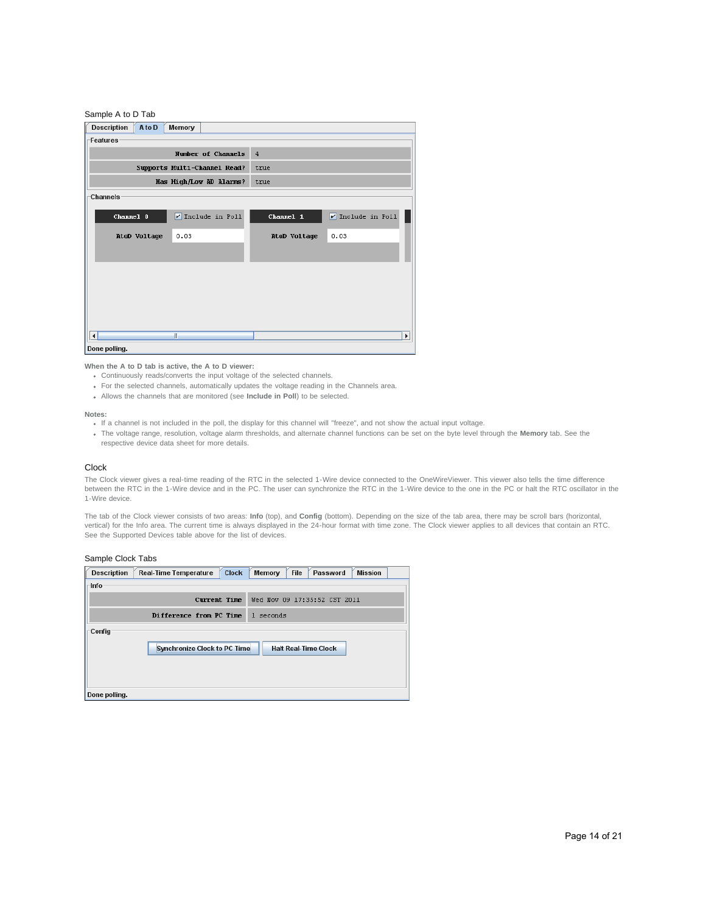Sample A to D Tab

| Description | A to D | Memory |
|---|---|---|

**Features**

| Number of Channels | 4 |
|---|---|
| Supports Multi-Channel Read? | true |
| Has High/Low AD Alarms? | true |

**Channels**

| Channel 0 | ☑ Include in Poll | Channel 1 | ☑ Include in Poll |
|---|---|---|---|
| AtoD Voltage | 0.03 | AtoD Voltage | 0.03 |

Done polling.

**When the A to D tab is active, the A to D viewer:**

- Continuously reads/converts the input voltage of the selected channels.
- For the selected channels, automatically updates the voltage reading in the Channels area.
- Allows the channels that are monitored (see **Include in Poll**) to be selected.

**Notes:**

- If a channel is not included in the poll, the display for this channel will "freeze", and not show the actual input voltage.
- The voltage range, resolution, voltage alarm thresholds, and alternate channel functions can be set on the byte level through the **Memory** tab. See the respective device data sheet for more details.

## Clock

The Clock viewer gives a real-time reading of the RTC in the selected 1-Wire device connected to the OneWireViewer. This viewer also tells the time difference between the RTC in the 1-Wire device and in the PC. The user can synchronize the RTC in the 1-Wire device to the one in the PC or halt the RTC oscillator in the 1-Wire device.

The tab of the Clock viewer consists of two areas: **Info** (top), and **Config** (bottom). Depending on the size of the tab area, there may be scroll bars (horizontal, vertical) for the Info area. The current time is always displayed in the 24-hour format with time zone. The Clock viewer applies to all devices that contain an RTC. See the Supported Devices table above for the list of devices.

Sample Clock Tabs

| Description | Real-Time Temperature | Clock | Memory | File | Password | Mission |
|---|---|---|---|---|---|---|

**Info**

| Current Time | Wed Nov 09 17:35:52 CST 2011 |
|---|---|
| Difference from PC Time | 1 seconds |

**Config**

[Synchronize Clock to PC Time] [Halt Real-Time Clock]

Done polling.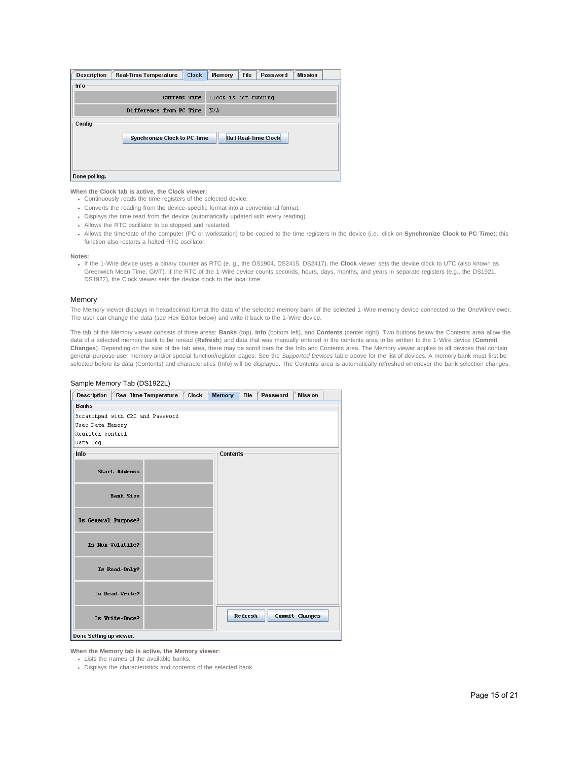When the Clock tab is active, the Clock viewer:

- Continuously reads the time registers of the selected device.
- Converts the reading from the device-specific format into a conventional format.
- Displays the time read from the device (automatically updated with every reading).
- Allows the RTC oscillator to be stopped and restarted.
- Allows the time/date of the computer (PC or workstation) to be copied to the time registers in the device (i.e., click on **Synchronize Clock to PC Time**); this function also restarts a halted RTC oscillator.

**Notes:**

- If the 1-Wire device uses a binary counter as RTC (e. g., the DS1904, DS2415, DS2417), the **Clock** viewer sets the device clock to UTC (also known as Greenwich Mean Time, GMT). If the RTC of the 1-Wire device counts seconds, hours, days, months, and years in separate registers (e.g., the DS1921, DS1922), the Clock viewer sets the device clock to the local time.

## Memory

The Memory viewer displays in hexadecimal format the data of the selected memory bank of the selected 1-Wire memory device connected to the OneWireViewer. The user can change the data (see Hex Editor below) and write it back to the 1-Wire device.

The tab of the Memory viewer consists of three areas: **Banks** (top), **Info** (bottom left), and **Contents** (center right). Two buttons below the Contents area allow the data of a selected memory bank to be reread (**Refresh**) and data that was manually entered in the contents area to be written to the 1-Wire device (**Commit Changes**). Depending on the size of the tab area, there may be scroll bars for the Info and Contents area. The Memory viewer applies to all devices that contain general-purpose user memory and/or special function/register pages. See the *Supported Devices* table above for the list of devices. A memory bank must first be selected before its data (Contents) and characteristics (Info) will be displayed. The Contents area is automatically refreshed whenever the bank selection changes.

Sample Memory Tab (DS1922L)

When the Memory tab is active, the Memory viewer:

- Lists the names of the available banks.
- Displays the characteristics and contents of the selected bank.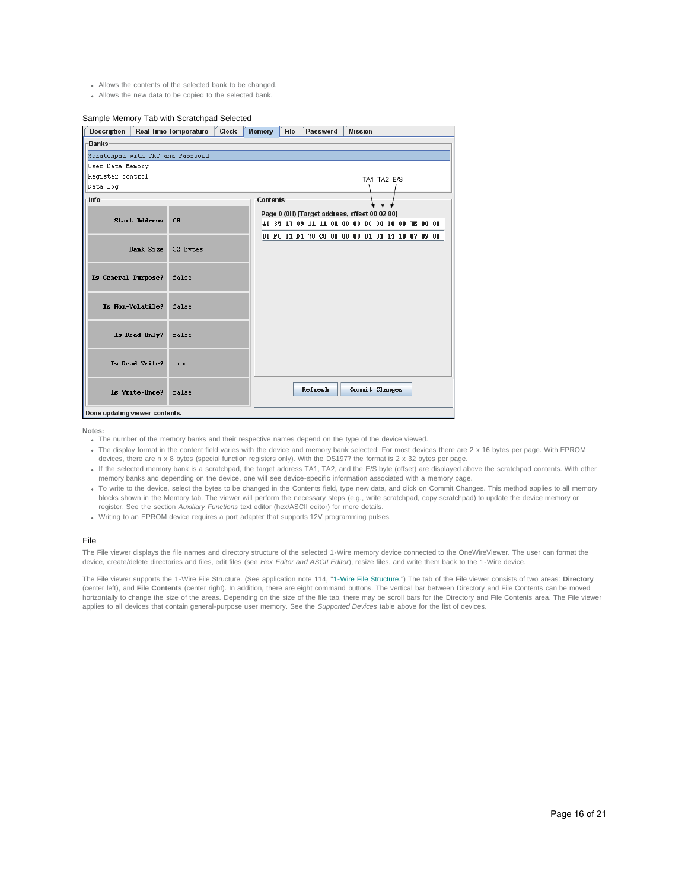- Allows the contents of the selected bank to be changed.
- Allows the new data to be copied to the selected bank.

Sample Memory Tab with Scratchpad Selected

**Notes:**

- The number of the memory banks and their respective names depend on the type of the device viewed.
- The display format in the content field varies with the device and memory bank selected. For most devices there are 2 x 16 bytes per page. With EPROM devices, there are n x 8 bytes (special function registers only). With the DS1977 the format is 2 x 32 bytes per page.
- If the selected memory bank is a scratchpad, the target address TA1, TA2, and the E/S byte (offset) are displayed above the scratchpad contents. With other memory banks and depending on the device, one will see device-specific information associated with a memory page.
- To write to the device, select the bytes to be changed in the Contents field, type new data, and click on Commit Changes. This method applies to all memory blocks shown in the Memory tab. The viewer will perform the necessary steps (e.g., write scratchpad, copy scratchpad) to update the device memory or register. See the section *Auxiliary Functions* text editor (hex/ASCII editor) for more details.
- Writing to an EPROM device requires a port adapter that supports 12V programming pulses.

## File

The File viewer displays the file names and directory structure of the selected 1-Wire memory device connected to the OneWireViewer. The user can format the device, create/delete directories and files, edit files (see *Hex Editor and ASCII Editor*), resize files, and write them back to the 1-Wire device.

The File viewer supports the 1-Wire File Structure. (See application note 114, "1-Wire File Structure.") The tab of the File viewer consists of two areas: **Directory** (center left), and **File Contents** (center right). In addition, there are eight command buttons. The vertical bar between Directory and File Contents can be moved horizontally to change the size of the areas. Depending on the size of the file tab, there may be scroll bars for the Directory and File Contents area. The File viewer applies to all devices that contain general-purpose user memory. See the *Supported Devices* table above for the list of devices.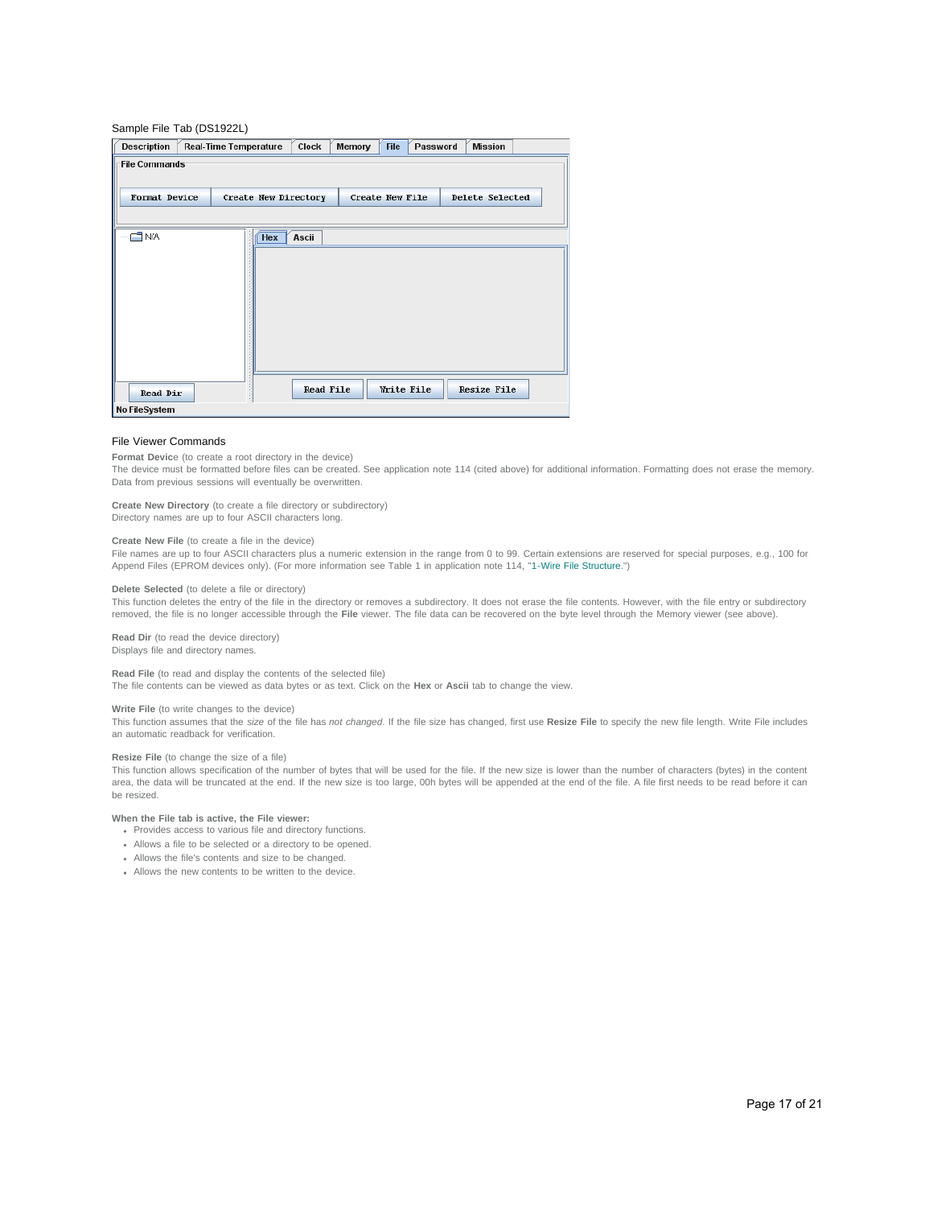Sample File Tab (DS1922L)

### File Viewer Commands

**Format Devic**e (to create a root directory in the device)
The device must be formatted before files can be created. See application note 114 (cited above) for additional information. Formatting does not erase the memory. Data from previous sessions will eventually be overwritten.

**Create New Directory** (to create a file directory or subdirectory)
Directory names are up to four ASCII characters long.

**Create New File** (to create a file in the device)
File names are up to four ASCII characters plus a numeric extension in the range from 0 to 99. Certain extensions are reserved for special purposes, e.g., 100 for Append Files (EPROM devices only). (For more information see Table 1 in application note 114, "1-Wire File Structure.")

**Delete Selected** (to delete a file or directory)
This function deletes the entry of the file in the directory or removes a subdirectory. It does not erase the file contents. However, with the file entry or subdirectory removed, the file is no longer accessible through the **File** viewer. The file data can be recovered on the byte level through the Memory viewer (see above).

**Read Dir** (to read the device directory)
Displays file and directory names.

**Read File** (to read and display the contents of the selected file)
The file contents can be viewed as data bytes or as text. Click on the **Hex** or **Ascii** tab to change the view.

**Write File** (to write changes to the device)
This function assumes that the *size* of the file has *not changed*. If the file size has changed, first use **Resize File** to specify the new file length. Write File includes an automatic readback for verification.

**Resize File** (to change the size of a file)
This function allows specification of the number of bytes that will be used for the file. If the new size is lower than the number of characters (bytes) in the content area, the data will be truncated at the end. If the new size is too large, 00h bytes will be appended at the end of the file. A file first needs to be read before it can be resized.

**When the File tab is active, the File viewer:**

- Provides access to various file and directory functions.
- Allows a file to be selected or a directory to be opened.
- Allows the file's contents and size to be changed.
- Allows the new contents to be written to the device.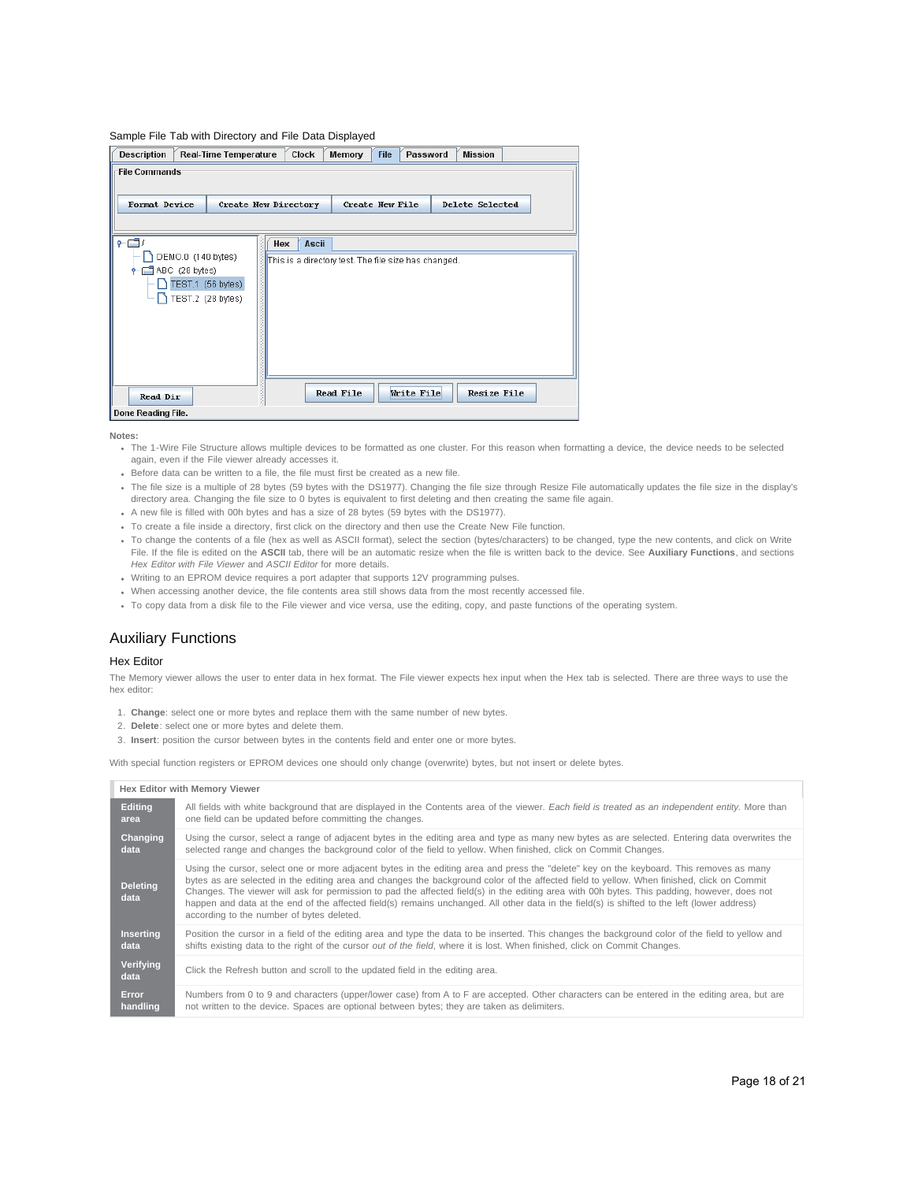Sample File Tab with Directory and File Data Displayed

**Notes:**

- The 1-Wire File Structure allows multiple devices to be formatted as one cluster. For this reason when formatting a device, the device needs to be selected again, even if the File viewer already accesses it.
- Before data can be written to a file, the file must first be created as a new file.
- The file size is a multiple of 28 bytes (59 bytes with the DS1977). Changing the file size through Resize File automatically updates the file size in the display's directory area. Changing the file size to 0 bytes is equivalent to first deleting and then creating the same file again.
- A new file is filled with 00h bytes and has a size of 28 bytes (59 bytes with the DS1977).
- To create a file inside a directory, first click on the directory and then use the Create New File function.
- To change the contents of a file (hex as well as ASCII format), select the section (bytes/characters) to be changed, type the new contents, and click on Write File. If the file is edited on the **ASCII** tab, there will be an automatic resize when the file is written back to the device. See **Auxiliary Functions**, and sections *Hex Editor with File Viewer* and *ASCII Editor* for more details.
- Writing to an EPROM device requires a port adapter that supports 12V programming pulses.
- When accessing another device, the file contents area still shows data from the most recently accessed file.
- To copy data from a disk file to the File viewer and vice versa, use the editing, copy, and paste functions of the operating system.

## Auxiliary Functions

### Hex Editor

The Memory viewer allows the user to enter data in hex format. The File viewer expects hex input when the Hex tab is selected. There are three ways to use the hex editor:

1. **Change**: select one or more bytes and replace them with the same number of new bytes.
2. **Delete**: select one or more bytes and delete them.
3. **Insert**: position the cursor between bytes in the contents field and enter one or more bytes.

With special function registers or EPROM devices one should only change (overwrite) bytes, but not insert or delete bytes.

| Hex Editor with Memory Viewer | |
|---|---|
| **Editing area** | All fields with white background that are displayed in the Contents area of the viewer. *Each field is treated as an independent entity.* More than one field can be updated before committing the changes. |
| **Changing data** | Using the cursor, select a range of adjacent bytes in the editing area and type as many new bytes as are selected. Entering data overwrites the selected range and changes the background color of the field to yellow. When finished, click on Commit Changes. |
| **Deleting data** | Using the cursor, select one or more adjacent bytes in the editing area and press the "delete" key on the keyboard. This removes as many bytes as are selected in the editing area and changes the background color of the affected field to yellow. When finished, click on Commit Changes. The viewer will ask for permission to pad the affected field(s) in the editing area with 00h bytes. This padding, however, does not happen and data at the end of the affected field(s) remains unchanged. All other data in the field(s) is shifted to the left (lower address) according to the number of bytes deleted. |
| **Inserting data** | Position the cursor in a field of the editing area and type the data to be inserted. This changes the background color of the field to yellow and shifts existing data to the right of the cursor *out of the field*, where it is lost. When finished, click on Commit Changes. |
| **Verifying data** | Click the Refresh button and scroll to the updated field in the editing area. |
| **Error handling** | Numbers from 0 to 9 and characters (upper/lower case) from A to F are accepted. Other characters can be entered in the editing area, but are not written to the device. Spaces are optional between bytes; they are taken as delimiters. |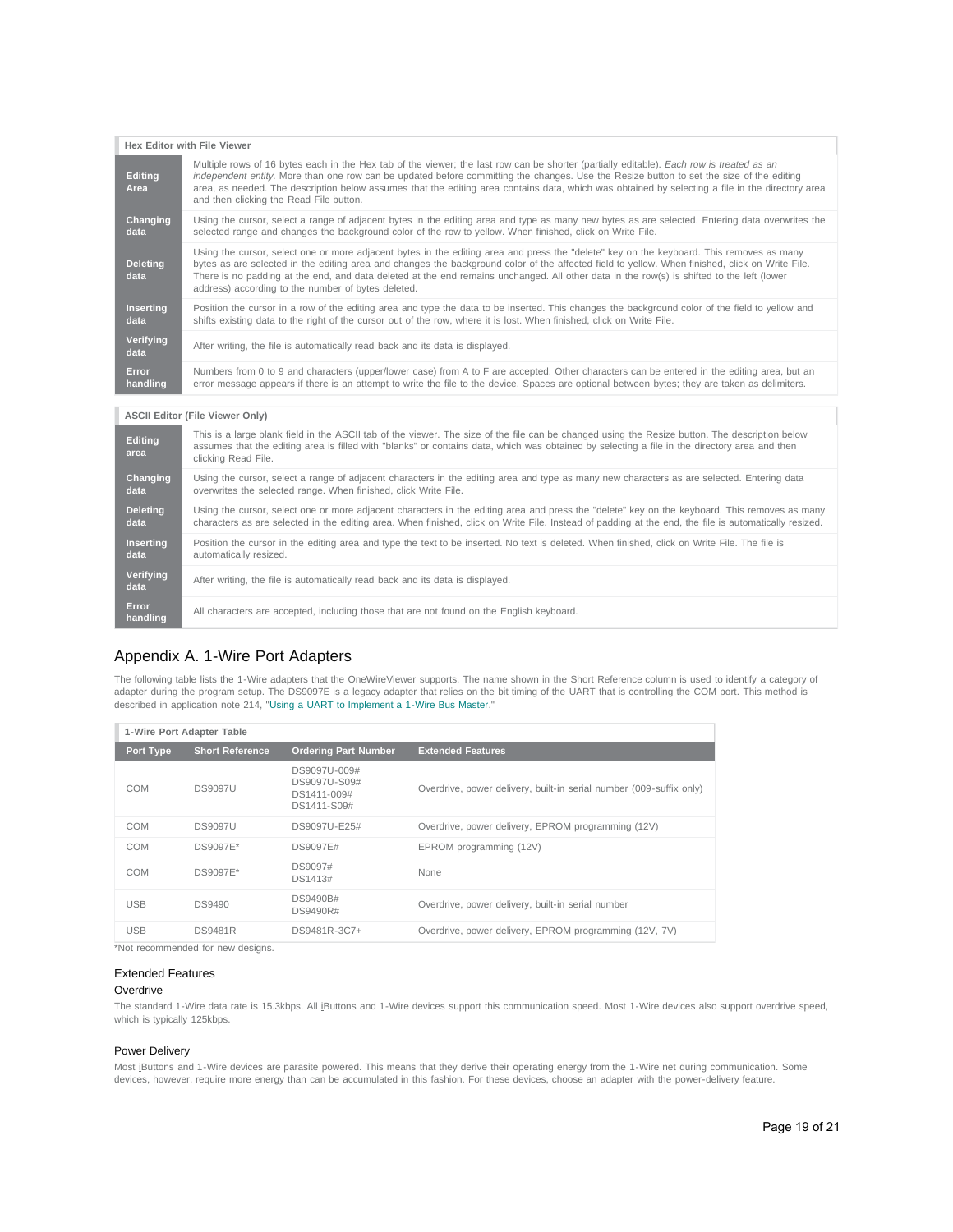| Hex Editor with File Viewer | |
|---|---|
| **Editing Area** | Multiple rows of 16 bytes each in the Hex tab of the viewer; the last row can be shorter (partially editable). *Each row is treated as an independent entity.* More than one row can be updated before committing the changes. Use the Resize button to set the size of the editing area, as needed. The description below assumes that the editing area contains data, which was obtained by selecting a file in the directory area and then clicking the Read File button. |
| **Changing data** | Using the cursor, select a range of adjacent bytes in the editing area and type as many new bytes as are selected. Entering data overwrites the selected range and changes the background color of the row to yellow. When finished, click on Write File. |
| **Deleting data** | Using the cursor, select one or more adjacent bytes in the editing area and press the "delete" key on the keyboard. This removes as many bytes as are selected in the editing area and changes the background color of the affected field to yellow. When finished, click on Write File. There is no padding at the end, and data deleted at the end remains unchanged. All other data in the row(s) is shifted to the left (lower address) according to the number of bytes deleted. |
| **Inserting data** | Position the cursor in a row of the editing area and type the data to be inserted. This changes the background color of the field to yellow and shifts existing data to the right of the cursor out of the row, where it is lost. When finished, click on Write File. |
| **Verifying data** | After writing, the file is automatically read back and its data is displayed. |
| **Error handling** | Numbers from 0 to 9 and characters (upper/lower case) from A to F are accepted. Other characters can be entered in the editing area, but an error message appears if there is an attempt to write the file to the device. Spaces are optional between bytes; they are taken as delimiters. |

| ASCII Editor (File Viewer Only) | |
|---|---|
| **Editing area** | This is a large blank field in the ASCII tab of the viewer. The size of the file can be changed using the Resize button. The description below assumes that the editing area is filled with "blanks" or contains data, which was obtained by selecting a file in the directory area and then clicking Read File. |
| **Changing data** | Using the cursor, select a range of adjacent characters in the editing area and type as many new characters as are selected. Entering data overwrites the selected range. When finished, click Write File. |
| **Deleting data** | Using the cursor, select one or more adjacent characters in the editing area and press the "delete" key on the keyboard. This removes as many characters as are selected in the editing area. When finished, click on Write File. Instead of padding at the end, the file is automatically resized. |
| **Inserting data** | Position the cursor in the editing area and type the text to be inserted. No text is deleted. When finished, click on Write File. The file is automatically resized. |
| **Verifying data** | After writing, the file is automatically read back and its data is displayed. |
| **Error handling** | All characters are accepted, including those that are not found on the English keyboard. |

## Appendix A. 1-Wire Port Adapters

The following table lists the 1-Wire adapters that the OneWireViewer supports. The name shown in the Short Reference column is used to identify a category of adapter during the program setup. The DS9097E is a legacy adapter that relies on the bit timing of the UART that is controlling the COM port. This method is described in application note 214, "Using a UART to Implement a 1-Wire Bus Master."

**1-Wire Port Adapter Table**

| Port Type | Short Reference | Ordering Part Number | Extended Features |
|---|---|---|---|
| COM | DS9097U | DS9097U-009# DS9097U-S09# DS1411-009# DS1411-S09# | Overdrive, power delivery, built-in serial number (009-suffix only) |
| COM | DS9097U | DS9097U-E25# | Overdrive, power delivery, EPROM programming (12V) |
| COM | DS9097E* | DS9097E# | EPROM programming (12V) |
| COM | DS9097E* | DS9097# DS1413# | None |
| USB | DS9490 | DS9490B# DS9490R# | Overdrive, power delivery, built-in serial number |
| USB | DS9481R | DS9481R-3C7+ | Overdrive, power delivery, EPROM programming (12V, 7V) |

*Not recommended for new designs.

### Extended Features

#### Overdrive

The standard 1-Wire data rate is 15.3kbps. All iButtons and 1-Wire devices support this communication speed. Most 1-Wire devices also support overdrive speed, which is typically 125kbps.

#### Power Delivery

Most iButtons and 1-Wire devices are parasite powered. This means that they derive their operating energy from the 1-Wire net during communication. Some devices, however, require more energy than can be accumulated in this fashion. For these devices, choose an adapter with the power-delivery feature.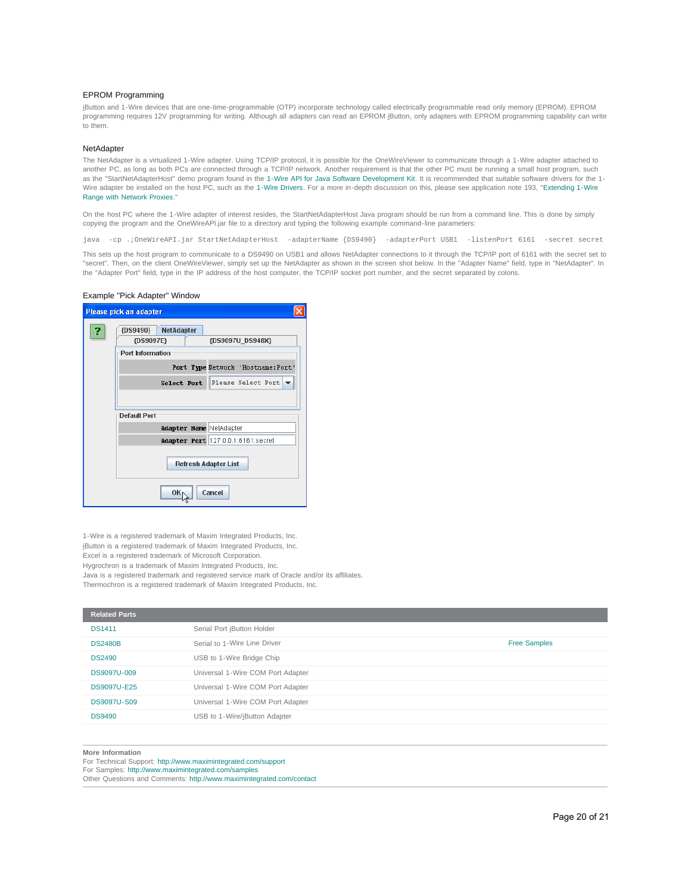### EPROM Programming

iButton and 1-Wire devices that are one-time-programmable (OTP) incorporate technology called electrically programmable read only memory (EPROM). EPROM programming requires 12V programming for writing. Although all adapters can read an EPROM iButton, only adapters with EPROM programming capability can write to them.

### NetAdapter

The NetAdapter is a virtualized 1-Wire adapter. Using TCP/IP protocol, it is possible for the OneWireViewer to communicate through a 1-Wire adapter attached to another PC, as long as both PCs are connected through a TCP/IP network. Another requirement is that the other PC must be running a small host program, such as the "StartNetAdapterHost" demo program found in the 1-Wire API for Java Software Development Kit. It is recommended that suitable software drivers for the 1-Wire adapter be installed on the host PC, such as the 1-Wire Drivers. For a more in-depth discussion on this, please see application note 193, "Extending 1-Wire Range with Network Proxies."

On the host PC where the 1-Wire adapter of interest resides, the StartNetAdapterHost Java program should be run from a command line. This is done by simply copying the program and the OneWireAPI.jar file to a directory and typing the following example command-line parameters:

```
java  -cp .;OneWireAPI.jar StartNetAdapterHost  -adapterName {DS9490}  -adapterPort USB1  -listenPort 6161  -secret secret
```

This sets up the host program to communicate to a DS9490 on USB1 and allows NetAdapter connections to it through the TCP/IP port of 6161 with the secret set to "secret". Then, on the client OneWireViewer, simply set up the NetAdapter as shown in the screen shot below. In the "Adapter Name" field, type in "NetAdapter". In the "Adapter Port" field, type in the IP address of the host computer, the TCP/IP socket port number, and the secret separated by colons.

### Example "Pick Adapter" Window

Please pick an adapter

{DS9490} | NetAdapter | {DS9097E} | {DS9097U_DS948X}

Port Information
- Port Type: Network 'Hostname:Port'
- Select Port: Please Select Port

Default Port
- Adapter Name: NetAdapter
- Adapter Port: 127.0.0.1:6161:secret

Refresh Adapter List

OK | Cancel

1-Wire is a registered trademark of Maxim Integrated Products, Inc.
iButton is a registered trademark of Maxim Integrated Products, Inc.
Excel is a registered trademark of Microsoft Corporation.
Hygrochron is a trademark of Maxim Integrated Products, Inc.
Java is a registered trademark and registered service mark of Oracle and/or its affiliates.
Thermochron is a registered trademark of Maxim Integrated Products, Inc.

| Related Parts | | |
|---|---|---|
| DS1411 | Serial Port iButton Holder | |
| DS2480B | Serial to 1-Wire Line Driver | Free Samples |
| DS2490 | USB to 1-Wire Bridge Chip | |
| DS9097U-009 | Universal 1-Wire COM Port Adapter | |
| DS9097U-E25 | Universal 1-Wire COM Port Adapter | |
| DS9097U-S09 | Universal 1-Wire COM Port Adapter | |
| DS9490 | USB to 1-Wire/iButton Adapter | |

**More Information**
For Technical Support: http://www.maximintegrated.com/support
For Samples: http://www.maximintegrated.com/samples
Other Questions and Comments: http://www.maximintegrated.com/contact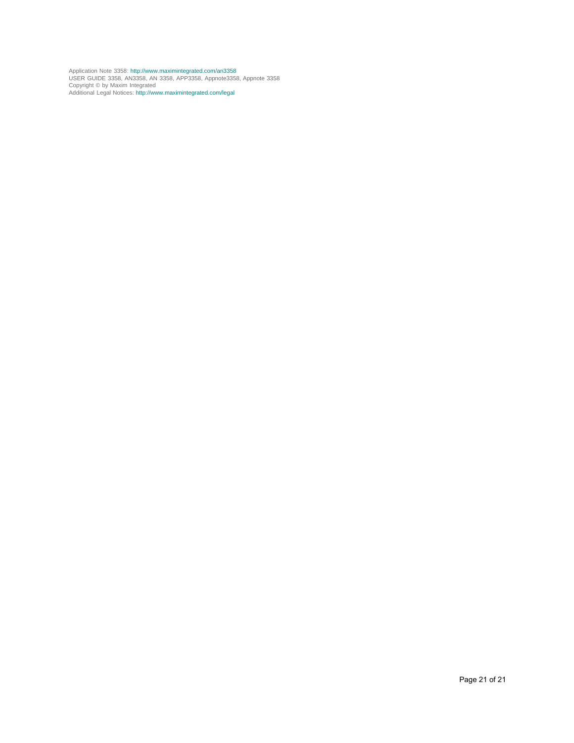Application Note 3358: http://www.maximintegrated.com/an3358
USER GUIDE 3358, AN3358, AN 3358, APP3358, Appnote3358, Appnote 3358
Copyright © by Maxim Integrated
Additional Legal Notices: http://www.maximintegrated.com/legal